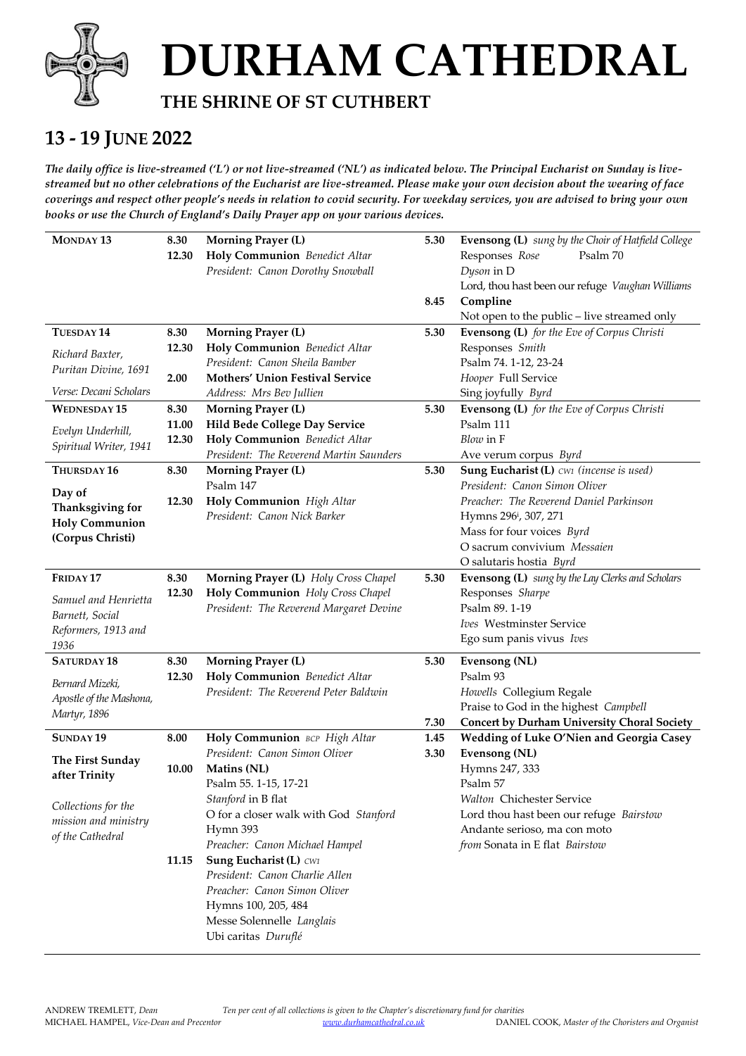# DURHAM CATHEDRAL

## THE SHRINE OF ST CUTHBERT

## 13 - 19 JUNE 2022

***The daily office is live-streamed ('L') or not live-streamed ('NL') as indicated below. The Principal Eucharist on Sunday is live-streamed but no other celebrations of the Eucharist are live-streamed. Please make your own decision about the wearing of face coverings and respect other people's needs in relation to covid security. For weekday services, you are advised to bring your own books or use the Church of England's Daily Prayer app on your various devices.***

| Day | Time | Service | Time | Service |
|---|---|---|---|---|
| **MONDAY 13** | 8.30<br>12.30 | **Morning Prayer (L)**<br>**Holy Communion** *Benedict Altar*<br>*President: Canon Dorothy Snowball* | 5.30<br><br><br><br>8.45 | **Evensong (L)** *sung by the Choir of Hatfield College*<br>Responses *Rose* Psalm 70<br>*Dyson* in D<br>Lord, thou hast been our refuge *Vaughan Williams*<br>**Compline**<br>Not open to the public – live streamed only |
| **TUESDAY 14**<br>*Richard Baxter, Puritan Divine, 1691*<br>*Verse: Decani Scholars* | 8.30<br>12.30<br><br>2.00 | **Morning Prayer (L)**<br>**Holy Communion** *Benedict Altar*<br>*President: Canon Sheila Bamber*<br>**Mothers' Union Festival Service**<br>*Address: Mrs Bev Jullien* | 5.30 | **Evensong (L)** *for the Eve of Corpus Christi*<br>Responses *Smith*<br>Psalm 74. 1-12, 23-24<br>*Hooper* Full Service<br>Sing joyfully *Byrd* |
| **WEDNESDAY 15**<br>*Evelyn Underhill, Spiritual Writer, 1941* | 8.30<br>11.00<br>12.30 | **Morning Prayer (L)**<br>**Hild Bede College Day Service**<br>**Holy Communion** *Benedict Altar*<br>*President: The Reverend Martin Saunders* | 5.30 | **Evensong (L)** *for the Eve of Corpus Christi*<br>Psalm 111<br>*Blow* in F<br>Ave verum corpus *Byrd* |
| **THURSDAY 16**<br>**Day of Thanksgiving for Holy Communion (Corpus Christi)** | 8.30<br><br>12.30 | **Morning Prayer (L)**<br>Psalm 147<br>**Holy Communion** *High Altar*<br>*President: Canon Nick Barker* | 5.30 | **Sung Eucharist (L)** *CW1 (incense is used)*<br>*President: Canon Simon Oliver*<br>*Preacher: The Reverend Daniel Parkinson*<br>Hymns 296i, 307, 271<br>Mass for four voices *Byrd*<br>O sacrum convivium *Messaien*<br>O salutaris hostia *Byrd* |
| **FRIDAY 17**<br>*Samuel and Henrietta Barnett, Social Reformers, 1913 and 1936* | 8.30<br>12.30 | **Morning Prayer (L)** *Holy Cross Chapel*<br>**Holy Communion** *Holy Cross Chapel*<br>*President: The Reverend Margaret Devine* | 5.30 | **Evensong (L)** *sung by the Lay Clerks and Scholars*<br>Responses *Sharpe*<br>Psalm 89. 1-19<br>*Ives* Westminster Service<br>Ego sum panis vivus *Ives* |
| **SATURDAY 18**<br>*Bernard Mizeki, Apostle of the Mashona, Martyr, 1896* | 8.30<br>12.30 | **Morning Prayer (L)**<br>**Holy Communion** *Benedict Altar*<br>*President: The Reverend Peter Baldwin* | 5.30<br><br><br><br>7.30 | **Evensong (NL)**<br>Psalm 93<br>*Howells* Collegium Regale<br>Praise to God in the highest *Campbell*<br>**Concert by Durham University Choral Society** |
| **SUNDAY 19**<br>**The First Sunday after Trinity**<br>*Collections for the mission and ministry of the Cathedral* | 8.00<br><br>10.00<br><br><br><br><br><br>11.15 | **Holy Communion** *BCP High Altar*<br>*President: Canon Simon Oliver*<br>**Matins (NL)**<br>Psalm 55. 1-15, 17-21<br>*Stanford* in B flat<br>O for a closer walk with God *Stanford*<br>Hymn 393<br>*Preacher: Canon Michael Hampel*<br>**Sung Eucharist (L)** *CW1*<br>*President: Canon Charlie Allen*<br>*Preacher: Canon Simon Oliver*<br>Hymns 100, 205, 484<br>Messe Solennelle *Langlais*<br>Ubi caritas *Duruflé* | 1.45<br>3.30 | **Wedding of Luke O'Nien and Georgia Casey**<br>**Evensong (NL)**<br>Hymns 247, 333<br>Psalm 57<br>*Walton* Chichester Service<br>Lord thou hast been our refuge *Bairstow*<br>Andante serioso, ma con moto<br>*from* Sonata in E flat *Bairstow* |

ANDREW TREMLETT, *Dean*
MICHAEL HAMPEL, *Vice-Dean and Precentor*

*Ten per cent of all collections is given to the Chapter's discretionary fund for charities*
www.durhamcathedral.co.uk

DANIEL COOK, *Master of the Choristers and Organist*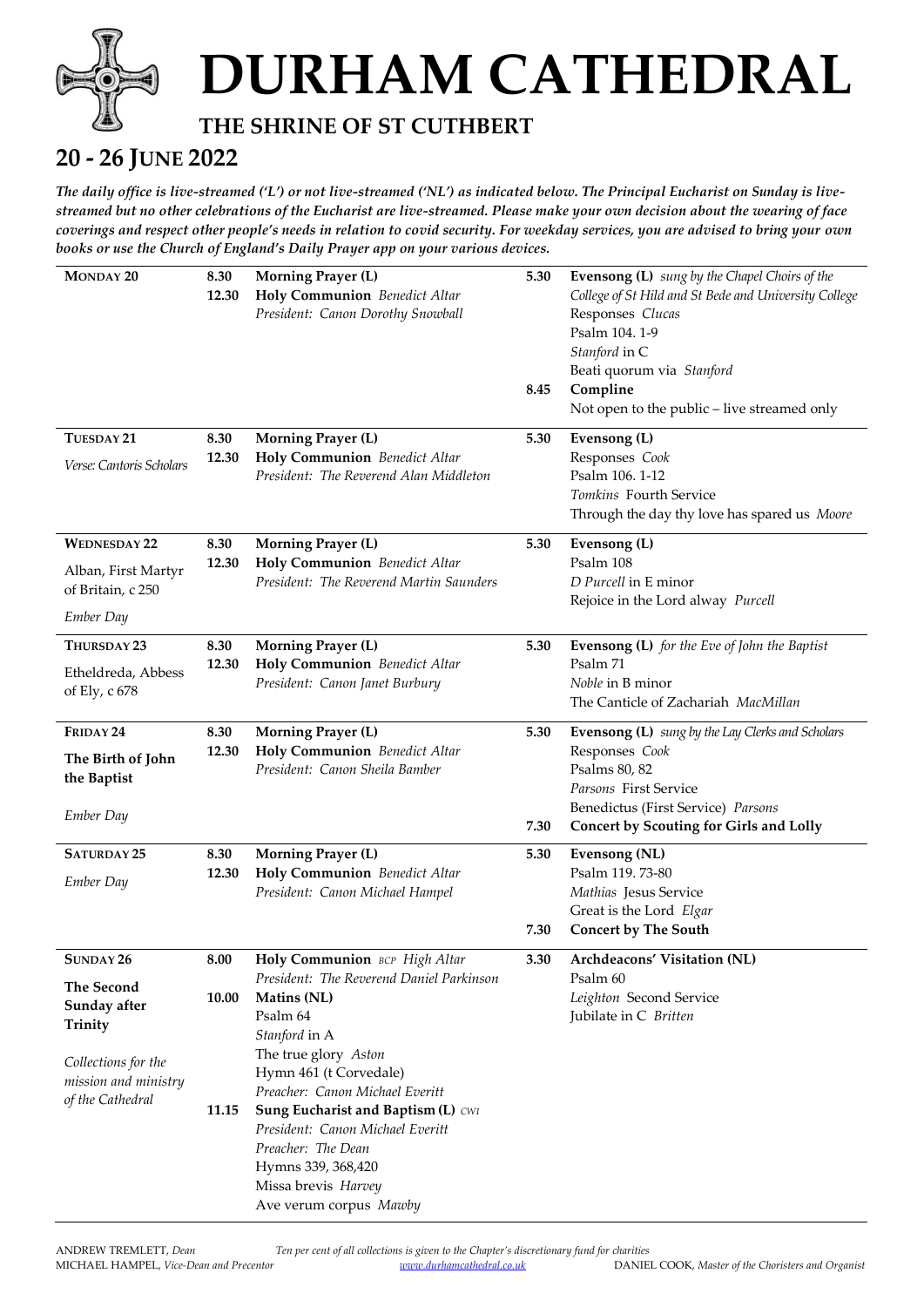# DURHAM CATHEDRAL

## THE SHRINE OF ST CUTHBERT

## 20 - 26 JUNE 2022

***The daily office is live-streamed ('L') or not live-streamed ('NL') as indicated below. The Principal Eucharist on Sunday is live-streamed but no other celebrations of the Eucharist are live-streamed. Please make your own decision about the wearing of face coverings and respect other people's needs in relation to covid security. For weekday services, you are advised to bring your own books or use the Church of England's Daily Prayer app on your various devices.***

| | | | | |
|---|---|---|---|---|
| **MONDAY 20** | 8.30<br>12.30 | **Morning Prayer (L)**<br>**Holy Communion** *Benedict Altar*<br>*President: Canon Dorothy Snowball* | 5.30<br><br><br><br><br><br>8.45 | **Evensong (L)** *sung by the Chapel Choirs of the College of St Hild and St Bede and University College*<br>Responses *Clucas*<br>Psalm 104. 1-9<br>*Stanford* in C<br>Beati quorum via *Stanford*<br>**Compline**<br>Not open to the public – live streamed only |
| **TUESDAY 21**<br>*Verse: Cantoris Scholars* | 8.30<br>12.30 | **Morning Prayer (L)**<br>**Holy Communion** *Benedict Altar*<br>*President: The Reverend Alan Middleton* | 5.30 | **Evensong (L)**<br>Responses *Cook*<br>Psalm 106. 1-12<br>*Tomkins* Fourth Service<br>Through the day thy love has spared us *Moore* |
| **WEDNESDAY 22**<br>Alban, First Martyr of Britain, c 250<br>*Ember Day* | 8.30<br>12.30 | **Morning Prayer (L)**<br>**Holy Communion** *Benedict Altar*<br>*President: The Reverend Martin Saunders* | 5.30 | **Evensong (L)**<br>Psalm 108<br>*D Purcell* in E minor<br>Rejoice in the Lord alway *Purcell* |
| **THURSDAY 23**<br>Etheldreda, Abbess of Ely, c 678 | 8.30<br>12.30 | **Morning Prayer (L)**<br>**Holy Communion** *Benedict Altar*<br>*President: Canon Janet Burbury* | 5.30 | **Evensong (L)** *for the Eve of John the Baptist*<br>Psalm 71<br>*Noble* in B minor<br>The Canticle of Zachariah *MacMillan* |
| **FRIDAY 24**<br>**The Birth of John the Baptist**<br>*Ember Day* | 8.30<br>12.30 | **Morning Prayer (L)**<br>**Holy Communion** *Benedict Altar*<br>*President: Canon Sheila Bamber* | 5.30<br><br><br><br><br>7.30 | **Evensong (L)** *sung by the Lay Clerks and Scholars*<br>Responses *Cook*<br>Psalms 80, 82<br>*Parsons* First Service<br>Benedictus (First Service) *Parsons*<br>**Concert by Scouting for Girls and Lolly** |
| **SATURDAY 25**<br>*Ember Day* | 8.30<br>12.30 | **Morning Prayer (L)**<br>**Holy Communion** *Benedict Altar*<br>*President: Canon Michael Hampel* | 5.30<br><br><br><br>7.30 | **Evensong (NL)**<br>Psalm 119. 73-80<br>*Mathias* Jesus Service<br>Great is the Lord *Elgar*<br>**Concert by The South** |
| **SUNDAY 26**<br>**The Second Sunday after Trinity**<br>*Collections for the mission and ministry of the Cathedral* | 8.00<br><br>10.00<br><br><br><br><br><br>11.15 | **Holy Communion** *BCP High Altar*<br>*President: The Reverend Daniel Parkinson*<br>**Matins (NL)**<br>Psalm 64<br>*Stanford* in A<br>The true glory *Aston*<br>Hymn 461 (t Corvedale)<br>*Preacher: Canon Michael Everitt*<br>**Sung Eucharist and Baptism (L)** *CWI*<br>*President: Canon Michael Everitt*<br>*Preacher: The Dean*<br>Hymns 339, 368,420<br>Missa brevis *Harvey*<br>Ave verum corpus *Mawby* | 3.30 | **Archdeacons' Visitation (NL)**<br>Psalm 60<br>*Leighton* Second Service<br>Jubilate in C *Britten* |

ANDREW TREMLETT, *Dean*
MICHAEL HAMPEL, *Vice-Dean and Precentor*

*Ten per cent of all collections is given to the Chapter's discretionary fund for charities*
www.durhamcathedral.co.uk

DANIEL COOK, *Master of the Choristers and Organist*